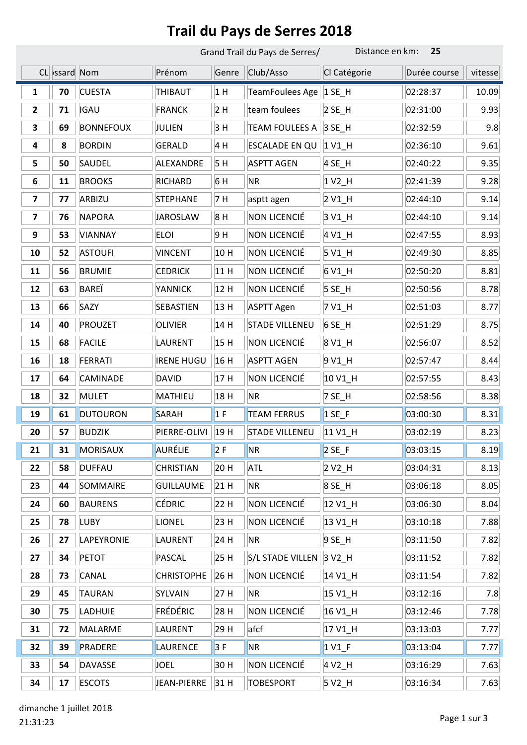# Trail du Pays de Serres 2018

Grand Trail du Pays de Serres/ Distance en km: **25**

| CL | ›ssard | Nom | Prénom | Genre | Club/Asso | Cl Catégorie | Durée course | vitesse |
|---|---|---|---|---|---|---|---|---|
| **1** | **70** | CUESTA | THIBAUT | 1 H | TeamFoulees Age | 1 SE_H | 02:28:37 | 10.09 |
| **2** | **71** | IGAU | FRANCK | 2 H | team foulees | 2 SE_H | 02:31:00 | 9.93 |
| **3** | **69** | BONNEFOUX | JULIEN | 3 H | TEAM FOULEES A | 3 SE_H | 02:32:59 | 9.8 |
| **4** | **8** | BORDIN | GERALD | 4 H | ESCALADE EN QU | 1 V1_H | 02:36:10 | 9.61 |
| **5** | **50** | SAUDEL | ALEXANDRE | 5 H | ASPTT AGEN | 4 SE_H | 02:40:22 | 9.35 |
| **6** | **11** | BROOKS | RICHARD | 6 H | NR | 1 V2_H | 02:41:39 | 9.28 |
| **7** | **77** | ARBIZU | STEPHANE | 7 H | asptt agen | 2 V1_H | 02:44:10 | 9.14 |
| **7** | **76** | NAPORA | JAROSLAW | 8 H | NON LICENCIÉ | 3 V1_H | 02:44:10 | 9.14 |
| **9** | **53** | VIANNAY | ELOI | 9 H | NON LICENCIÉ | 4 V1_H | 02:47:55 | 8.93 |
| **10** | **52** | ASTOUFI | VINCENT | 10 H | NON LICENCIÉ | 5 V1_H | 02:49:30 | 8.85 |
| **11** | **56** | BRUMIE | CEDRICK | 11 H | NON LICENCIÉ | 6 V1_H | 02:50:20 | 8.81 |
| **12** | **63** | BAREÏ | YANNICK | 12 H | NON LICENCIÉ | 5 SE_H | 02:50:56 | 8.78 |
| **13** | **66** | SAZY | SEBASTIEN | 13 H | ASPTT Agen | 7 V1_H | 02:51:03 | 8.77 |
| **14** | **40** | PROUZET | OLIVIER | 14 H | STADE VILLENEU | 6 SE_H | 02:51:29 | 8.75 |
| **15** | **68** | FACILE | LAURENT | 15 H | NON LICENCIÉ | 8 V1_H | 02:56:07 | 8.52 |
| **16** | **18** | FERRATI | IRENE HUGU | 16 H | ASPTT AGEN | 9 V1_H | 02:57:47 | 8.44 |
| **17** | **64** | CAMINADE | DAVID | 17 H | NON LICENCIÉ | 10 V1_H | 02:57:55 | 8.43 |
| **18** | **32** | MULET | MATHIEU | 18 H | NR | 7 SE_H | 02:58:56 | 8.38 |
| **19** | **61** | DUTOURON | SARAH | 1 F | TEAM FERRUS | 1 SE_F | 03:00:30 | 8.31 |
| **20** | **57** | BUDZIK | PIERRE-OLIVI | 19 H | STADE VILLENEU | 11 V1_H | 03:02:19 | 8.23 |
| **21** | **31** | MORISAUX | AURÉLIE | 2 F | NR | 2 SE_F | 03:03:15 | 8.19 |
| **22** | **58** | DUFFAU | CHRISTIAN | 20 H | ATL | 2 V2_H | 03:04:31 | 8.13 |
| **23** | **44** | SOMMAIRE | GUILLAUME | 21 H | NR | 8 SE_H | 03:06:18 | 8.05 |
| **24** | **60** | BAURENS | CÉDRIC | 22 H | NON LICENCIÉ | 12 V1_H | 03:06:30 | 8.04 |
| **25** | **78** | LUBY | LIONEL | 23 H | NON LICENCIÉ | 13 V1_H | 03:10:18 | 7.88 |
| **26** | **27** | LAPEYRONIE | LAURENT | 24 H | NR | 9 SE_H | 03:11:50 | 7.82 |
| **27** | **34** | PETOT | PASCAL | 25 H | S/L STADE VILLEN | 3 V2_H | 03:11:52 | 7.82 |
| **28** | **73** | CANAL | CHRISTOPHE | 26 H | NON LICENCIÉ | 14 V1_H | 03:11:54 | 7.82 |
| **29** | **45** | TAURAN | SYLVAIN | 27 H | NR | 15 V1_H | 03:12:16 | 7.8 |
| **30** | **75** | LADHUIE | FRÉDÉRIC | 28 H | NON LICENCIÉ | 16 V1_H | 03:12:46 | 7.78 |
| **31** | **72** | MALARME | LAURENT | 29 H | afcf | 17 V1_H | 03:13:03 | 7.77 |
| **32** | **39** | PRADERE | LAURENCE | 3 F | NR | 1 V1_F | 03:13:04 | 7.77 |
| **33** | **54** | DAVASSE | JOEL | 30 H | NON LICENCIÉ | 4 V2_H | 03:16:29 | 7.63 |
| **34** | **17** | ESCOTS | JEAN-PIERRE | 31 H | TOBESPORT | 5 V2_H | 03:16:34 | 7.63 |

dimanche 1 juillet 2018
21:31:23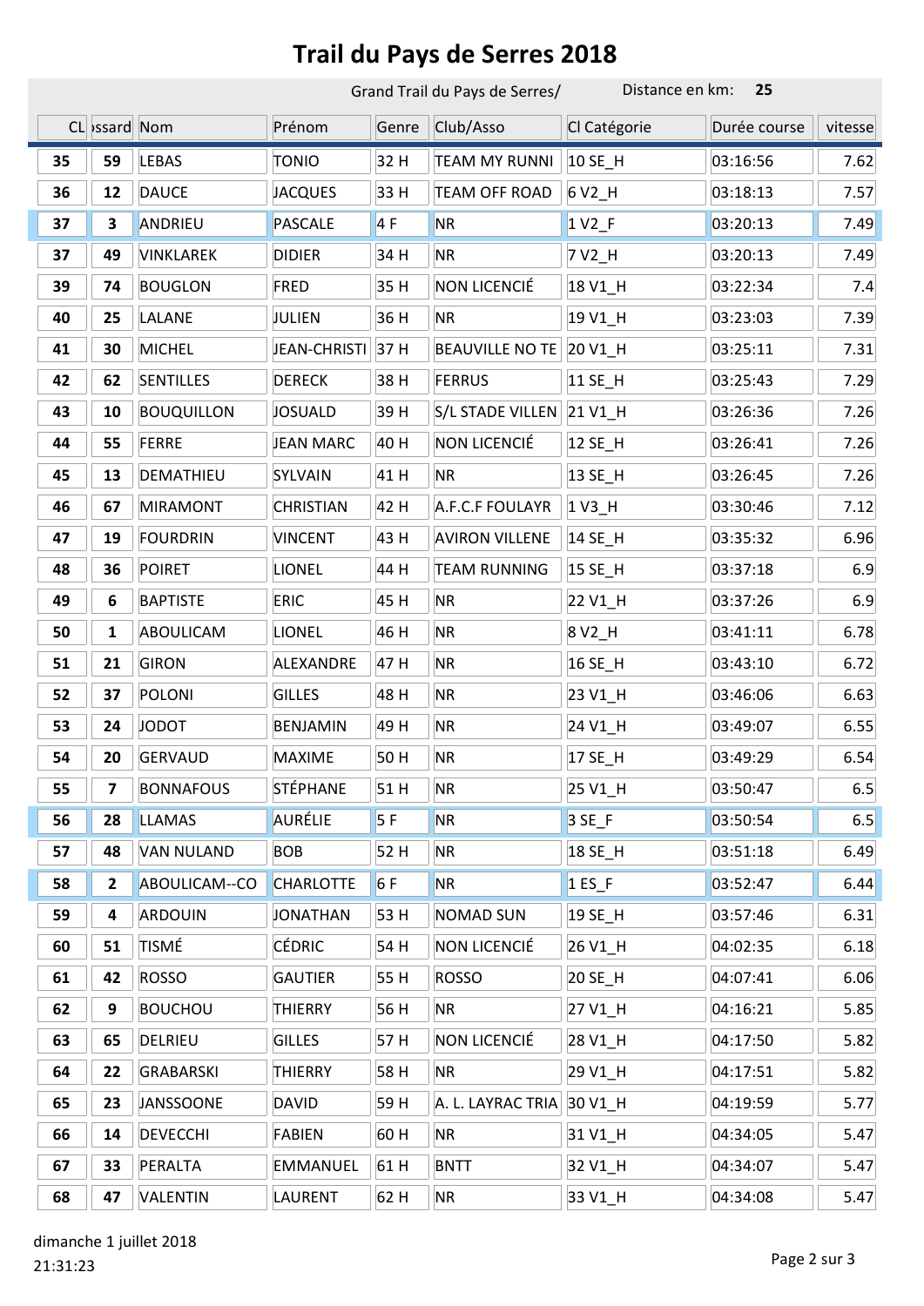# Trail du Pays de Serres 2018

Grand Trail du Pays de Serres/ Distance en km: **25**

| CL | ossard | Nom | Prénom | Genre | Club/Asso | Cl Catégorie | Durée course | vitesse |
|---|---|---|---|---|---|---|---|---|
| **35** | **59** | LEBAS | TONIO | 32 H | TEAM MY RUNNI | 10 SE_H | 03:16:56 | 7.62 |
| **36** | **12** | DAUCE | JACQUES | 33 H | TEAM OFF ROAD | 6 V2_H | 03:18:13 | 7.57 |
| **37** | **3** | ANDRIEU | PASCALE | 4 F | NR | 1 V2_F | 03:20:13 | 7.49 |
| **37** | **49** | VINKLAREK | DIDIER | 34 H | NR | 7 V2_H | 03:20:13 | 7.49 |
| **39** | **74** | BOUGLON | FRED | 35 H | NON LICENCIÉ | 18 V1_H | 03:22:34 | 7.4 |
| **40** | **25** | LALANE | JULIEN | 36 H | NR | 19 V1_H | 03:23:03 | 7.39 |
| **41** | **30** | MICHEL | JEAN-CHRISTI | 37 H | BEAUVILLE NO TE | 20 V1_H | 03:25:11 | 7.31 |
| **42** | **62** | SENTILLES | DERECK | 38 H | FERRUS | 11 SE_H | 03:25:43 | 7.29 |
| **43** | **10** | BOUQUILLON | JOSUALD | 39 H | S/L STADE VILLEN | 21 V1_H | 03:26:36 | 7.26 |
| **44** | **55** | FERRE | JEAN MARC | 40 H | NON LICENCIÉ | 12 SE_H | 03:26:41 | 7.26 |
| **45** | **13** | DEMATHIEU | SYLVAIN | 41 H | NR | 13 SE_H | 03:26:45 | 7.26 |
| **46** | **67** | MIRAMONT | CHRISTIAN | 42 H | A.F.C.F FOULAYR | 1 V3_H | 03:30:46 | 7.12 |
| **47** | **19** | FOURDRIN | VINCENT | 43 H | AVIRON VILLENE | 14 SE_H | 03:35:32 | 6.96 |
| **48** | **36** | POIRET | LIONEL | 44 H | TEAM RUNNING | 15 SE_H | 03:37:18 | 6.9 |
| **49** | **6** | BAPTISTE | ERIC | 45 H | NR | 22 V1_H | 03:37:26 | 6.9 |
| **50** | **1** | ABOULICAM | LIONEL | 46 H | NR | 8 V2_H | 03:41:11 | 6.78 |
| **51** | **21** | GIRON | ALEXANDRE | 47 H | NR | 16 SE_H | 03:43:10 | 6.72 |
| **52** | **37** | POLONI | GILLES | 48 H | NR | 23 V1_H | 03:46:06 | 6.63 |
| **53** | **24** | JODOT | BENJAMIN | 49 H | NR | 24 V1_H | 03:49:07 | 6.55 |
| **54** | **20** | GERVAUD | MAXIME | 50 H | NR | 17 SE_H | 03:49:29 | 6.54 |
| **55** | **7** | BONNAFOUS | STÉPHANE | 51 H | NR | 25 V1_H | 03:50:47 | 6.5 |
| **56** | **28** | LLAMAS | AURÉLIE | 5 F | NR | 3 SE_F | 03:50:54 | 6.5 |
| **57** | **48** | VAN NULAND | BOB | 52 H | NR | 18 SE_H | 03:51:18 | 6.49 |
| **58** | **2** | ABOULICAM--CO | CHARLOTTE | 6 F | NR | 1 ES_F | 03:52:47 | 6.44 |
| **59** | **4** | ARDOUIN | JONATHAN | 53 H | NOMAD SUN | 19 SE_H | 03:57:46 | 6.31 |
| **60** | **51** | TISMÉ | CÉDRIC | 54 H | NON LICENCIÉ | 26 V1_H | 04:02:35 | 6.18 |
| **61** | **42** | ROSSO | GAUTIER | 55 H | ROSSO | 20 SE_H | 04:07:41 | 6.06 |
| **62** | **9** | BOUCHOU | THIERRY | 56 H | NR | 27 V1_H | 04:16:21 | 5.85 |
| **63** | **65** | DELRIEU | GILLES | 57 H | NON LICENCIÉ | 28 V1_H | 04:17:50 | 5.82 |
| **64** | **22** | GRABARSKI | THIERRY | 58 H | NR | 29 V1_H | 04:17:51 | 5.82 |
| **65** | **23** | JANSSOONE | DAVID | 59 H | A. L. LAYRAC TRIA | 30 V1_H | 04:19:59 | 5.77 |
| **66** | **14** | DEVECCHI | FABIEN | 60 H | NR | 31 V1_H | 04:34:05 | 5.47 |
| **67** | **33** | PERALTA | EMMANUEL | 61 H | BNTT | 32 V1_H | 04:34:07 | 5.47 |
| **68** | **47** | VALENTIN | LAURENT | 62 H | NR | 33 V1_H | 04:34:08 | 5.47 |

dimanche 1 juillet 2018
21:31:23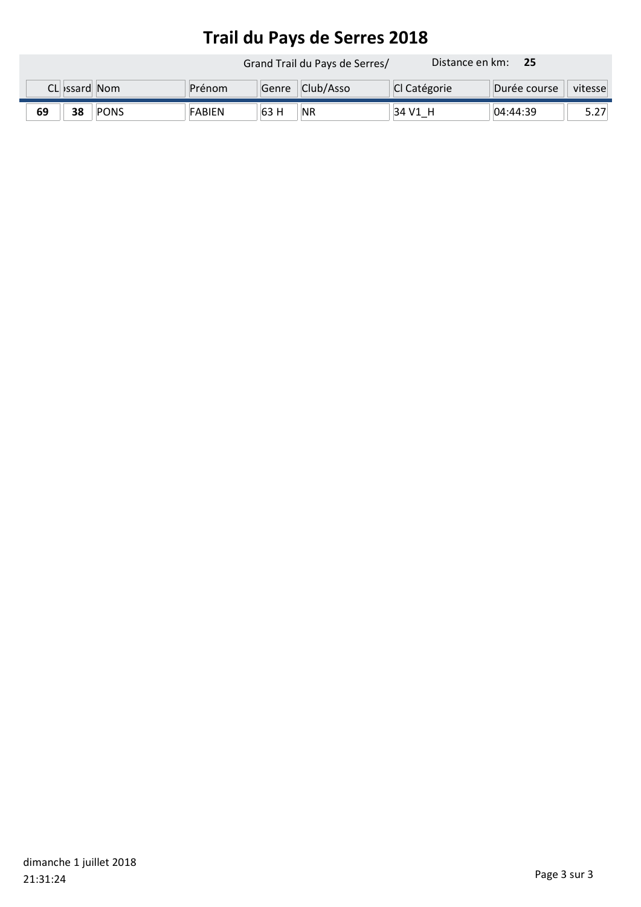# Trail du Pays de Serres 2018

Grand Trail du Pays de Serres/ Distance en km: **25**

| CL | ossard | Nom | Prénom | Genre | Club/Asso | Cl Catégorie | Durée course | vitesse |
|---|---|---|---|---|---|---|---|---|
| **69** | **38** | PONS | FABIEN | 63 H | NR | 34 V1_H | 04:44:39 | 5.27 |

dimanche 1 juillet 2018
21:31:24